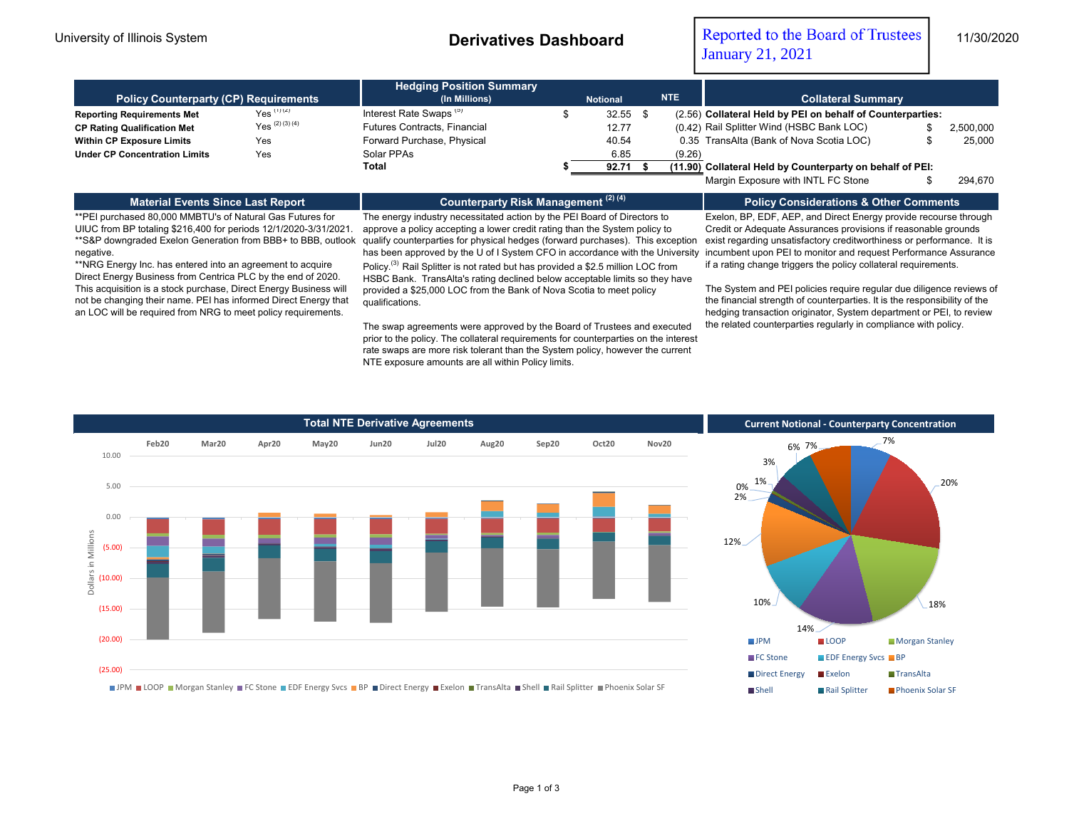University of Illinois System

# Derivatives Dashboard

Reported to the Board of Trustees January 21, 2021

11/30/2020

## Policy Counterparty (CP) Requirements

| | |
|---|---|
| **Reporting Requirements Met** | Yes [1][2] |
| **CP Rating Qualification Met** | Yes [2][3][4] |
| **Within CP Exposure Limits** | Yes |
| **Under CP Concentration Limits** | Yes |

## Hedging Position Summary (In Millions)

| | Notional | NTE |
|---|---|---|
| Interest Rate Swaps [5] | $ 32.55 | $ (2.56) |
| Futures Contracts, Financial | 12.77 | (0.42) |
| Forward Purchase, Physical | 40.54 | 0.35 |
| Solar PPAs | 6.85 | (9.26) |
| **Total** | **$ 92.71** | **$ (11.90)** |

## Collateral Summary

| | | |
|---|---|---|
| **Collateral Held by PEI on behalf of Counterparties:** | | |
| Rail Splitter Wind (HSBC Bank LOC) | $ | 2,500,000 |
| TransAlta (Bank of Nova Scotia LOC) | $ | 25,000 |
| **Collateral Held by Counterparty on behalf of PEI:** | | |
| Margin Exposure with INTL FC Stone | $ | 294,670 |

## Material Events Since Last Report

**PEI purchased 80,000 MMBTU's of Natural Gas Futures for UIUC from BP totaling $216,400 for periods 12/1/2020-3/31/2021.

**S&P downgraded Exelon Generation from BBB+ to BBB, outlook negative.

**NRG Energy Inc. has entered into an agreement to acquire Direct Energy Business from Centrica PLC by the end of 2020. This acquisition is a stock purchase, Direct Energy Business will not be changing their name. PEI has informed Direct Energy that an LOC will be required from NRG to meet policy requirements.

## Counterparty Risk Management [2][4]

The energy industry necessitated action by the PEI Board of Directors to approve a policy accepting a lower credit rating than the System policy to qualify counterparties for physical hedges (forward purchases). This exception has been approved by the U of I System CFO in accordance with the University Policy.[3] Rail Splitter is not rated but has provided a $2.5 million LOC from HSBC Bank. TransAlta's rating declined below acceptable limits so they have provided a $25,000 LOC from the Bank of Nova Scotia to meet policy qualifications.

The swap agreements were approved by the Board of Trustees and executed prior to the policy. The collateral requirements for counterparties on the interest rate swaps are more risk tolerant than the System policy, however the current NTE exposure amounts are all within Policy limits.

## Policy Considerations & Other Comments

Exelon, BP, EDF, AEP, and Direct Energy provide recourse through Credit or Adequate Assurances provisions if reasonable grounds exist regarding unsatisfactory creditworthiness or performance. It is incumbent upon PEI to monitor and request Performance Assurance if a rating change triggers the policy collateral requirements.

The System and PEI policies require regular due diligence reviews of the financial strength of counterparties. It is the responsibility of the hedging transaction originator, System department or PEI, to review the related counterparties regularly in compliance with policy.

## Total NTE Derivative Agreements

Dollars in Millions; months Feb20 – Nov20; scale 10.00 to (25.00)

Legend: JPM, LOOP, Morgan Stanley, FC Stone, EDF Energy Svcs, BP, Direct Energy, Exelon, TransAlta, Shell, Rail Splitter, Phoenix Solar SF

## Current Notional - Counterparty Concentration

| Counterparty | Share |
|---|---|
| JPM | 7% |
| LOOP | 20% |
| Morgan Stanley | 18% |
| FC Stone | 14% |
| EDF Energy Svcs | 10% |
| BP | 12% |
| Direct Energy | 2% |
| Exelon | 0% |
| TransAlta | 1% |
| Shell | 3% |
| Rail Splitter | 6% |
| Phoenix Solar SF | 7% |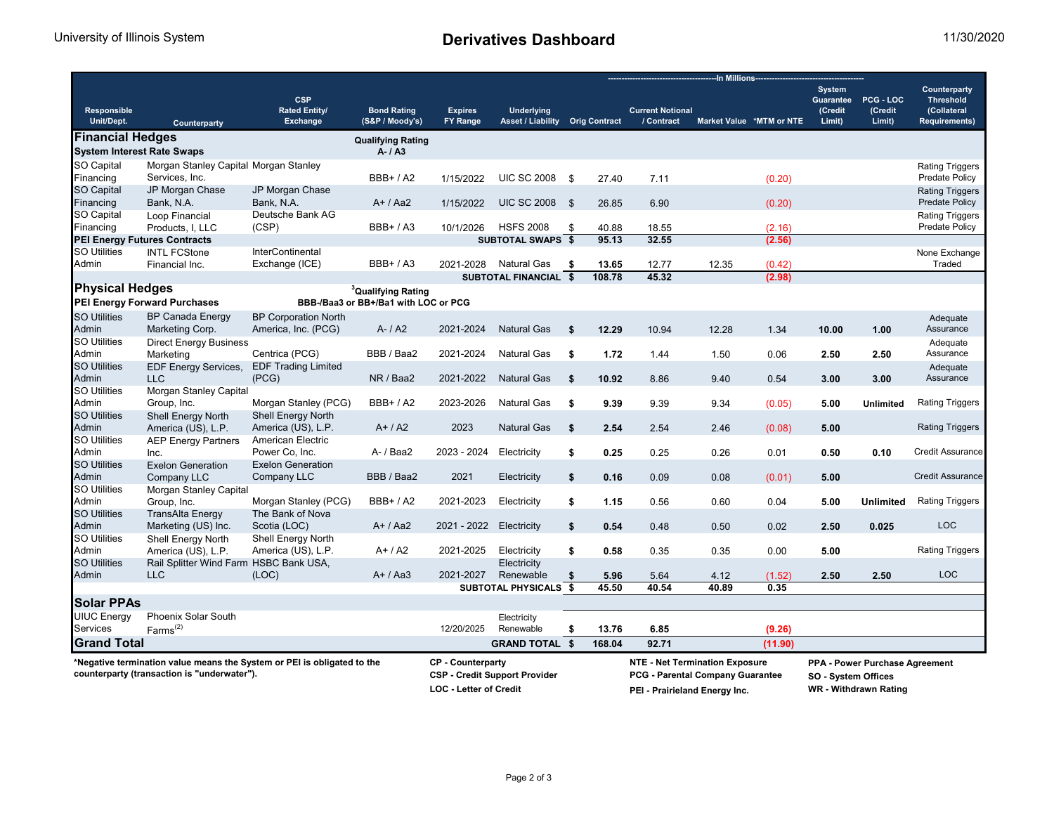University of Illinois System

# Derivatives Dashboard

11/30/2020

| Responsible Unit/Dept. | Counterparty | CSP Rated Entity/ Exchange | Bond Rating (S&P / Moody's) | Expires FY Range | Underlying Asset / Liability | Orig Contract | Current Notional / Contract | Market Value | *MTM or NTE | System Guarantee (Credit Limit) | PCG - LOC (Credit Limit) | Counterparty Threshold (Collateral Requirements) |
|---|---|---|---|---|---|---|---|---|---|---|---|---|
| | | | | | | In Millions | | | | | | |
| **Financial Hedges** | | | **Qualifying Rating A- / A3** | | | | | | | | | |
| **System Interest Rate Swaps** | | | | | | | | | | | | |
| SO Capital Financing | Morgan Stanley Capital Services, Inc. | Morgan Stanley | BBB+ / A2 | 1/15/2022 | UIC SC 2008 | $ 27.40 | 7.11 | | (0.20) | | | Rating Triggers Predate Policy |
| SO Capital Financing | JP Morgan Chase Bank, N.A. | JP Morgan Chase Bank, N.A. | A+ / Aa2 | 1/15/2022 | UIC SC 2008 | $ 26.85 | 6.90 | | (0.20) | | | Rating Triggers Predate Policy |
| SO Capital Financing | Loop Financial Products, I, LLC | Deutsche Bank AG (CSP) | BBB+ / A3 | 10/1/2026 | HSFS 2008 | $ 40.88 | 18.55 | | (2.16) | | | Rating Triggers Predate Policy |
| **PEI Energy Futures Contracts** | | | | | **SUBTOTAL SWAPS** | **$ 95.13** | **32.55** | | **(2.56)** | | | |
| SO Utilities Admin | INTL FCStone Financial Inc. | InterContinental Exchange (ICE) | BBB+ / A3 | 2021-2028 | Natural Gas | **$ 13.65** | 12.77 | 12.35 | (0.42) | | | None Exchange Traded |
| | | | | | **SUBTOTAL FINANCIAL** | **$ 108.78** | **45.32** | | **(2.98)** | | | |
| **Physical Hedges** | | | **[3]Qualifying Rating BBB-/Baa3 or BB+/Ba1 with LOC or PCG** | | | | | | | | | |
| **PEI Energy Forward Purchases** | | | | | | | | | | | | |
| SO Utilities Admin | BP Canada Energy Marketing Corp. | BP Corporation North America, Inc. (PCG) | A- / A2 | 2021-2024 | Natural Gas | **$ 12.29** | 10.94 | 12.28 | 1.34 | **10.00** | **1.00** | Adequate Assurance |
| SO Utilities Admin | Direct Energy Business Marketing | Centrica (PCG) | BBB / Baa2 | 2021-2024 | Natural Gas | **$ 1.72** | 1.44 | 1.50 | 0.06 | **2.50** | **2.50** | Adequate Assurance |
| SO Utilities Admin | EDF Energy Services, LLC | EDF Trading Limited (PCG) | NR / Baa2 | 2021-2022 | Natural Gas | **$ 10.92** | 8.86 | 9.40 | 0.54 | **3.00** | **3.00** | Adequate Assurance |
| SO Utilities Admin | Morgan Stanley Capital Group, Inc. | Morgan Stanley (PCG) | BBB+ / A2 | 2023-2026 | Natural Gas | **$ 9.39** | 9.39 | 9.34 | (0.05) | **5.00** | **Unlimited** | Rating Triggers |
| SO Utilities Admin | Shell Energy North America (US), L.P. | Shell Energy North America (US), L.P. | A+ / A2 | 2023 | Natural Gas | **$ 2.54** | 2.54 | 2.46 | (0.08) | **5.00** | | Rating Triggers |
| SO Utilities Admin | AEP Energy Partners Inc. | American Electric Power Co, Inc. | A- / Baa2 | 2023 - 2024 | Electricity | **$ 0.25** | 0.25 | 0.26 | 0.01 | **0.50** | **0.10** | Credit Assurance |
| SO Utilities Admin | Exelon Generation Company LLC | Exelon Generation Company LLC | BBB / Baa2 | 2021 | Electricity | **$ 0.16** | 0.09 | 0.08 | (0.01) | **5.00** | | Credit Assurance |
| SO Utilities Admin | Morgan Stanley Capital Group, Inc. | Morgan Stanley (PCG) | BBB+ / A2 | 2021-2023 | Electricity | **$ 1.15** | 0.56 | 0.60 | 0.04 | **5.00** | **Unlimited** | Rating Triggers |
| SO Utilities Admin | TransAlta Energy Marketing (US) Inc. | The Bank of Nova Scotia (LOC) | A+ / Aa2 | 2021 - 2022 | Electricity | **$ 0.54** | 0.48 | 0.50 | 0.02 | **2.50** | **0.025** | LOC |
| SO Utilities Admin | Shell Energy North America (US), L.P. | Shell Energy North America (US), L.P. | A+ / A2 | 2021-2025 | Electricity | **$ 0.58** | 0.35 | 0.35 | 0.00 | **5.00** | | Rating Triggers |
| SO Utilities Admin | Rail Splitter Wind Farm LLC | HSBC Bank USA, (LOC) | A+ / Aa3 | 2021-2027 | Electricity Renewable | **$ 5.96** | 5.64 | 4.12 | (1.52) | **2.50** | **2.50** | LOC |
| | | | | | **SUBTOTAL PHYSICALS** | **$ 45.50** | **40.54** | **40.89** | **0.35** | | | |
| **Solar PPAs** | | | | | | | | | | | | |
| UIUC Energy Services | Phoenix Solar South Farms[(2)] | | | 12/20/2025 | Electricity Renewable | **$ 13.76** | **6.85** | | **(9.26)** | | | |
| **Grand Total** | | | | | **GRAND TOTAL** | **$ 168.04** | **92.71** | | **(11.90)** | | | |

**\*Negative termination value means the System or PEI is obligated to the counterparty (transaction is "underwater").**

**CP - Counterparty**
**CSP - Credit Support Provider**
**LOC - Letter of Credit**

**NTE - Net Termination Exposure**
**PCG - Parental Company Guarantee**
**PEI - Prairieland Energy Inc.**

**PPA - Power Purchase Agreement**
**SO - System Offices**
**WR - Withdrawn Rating**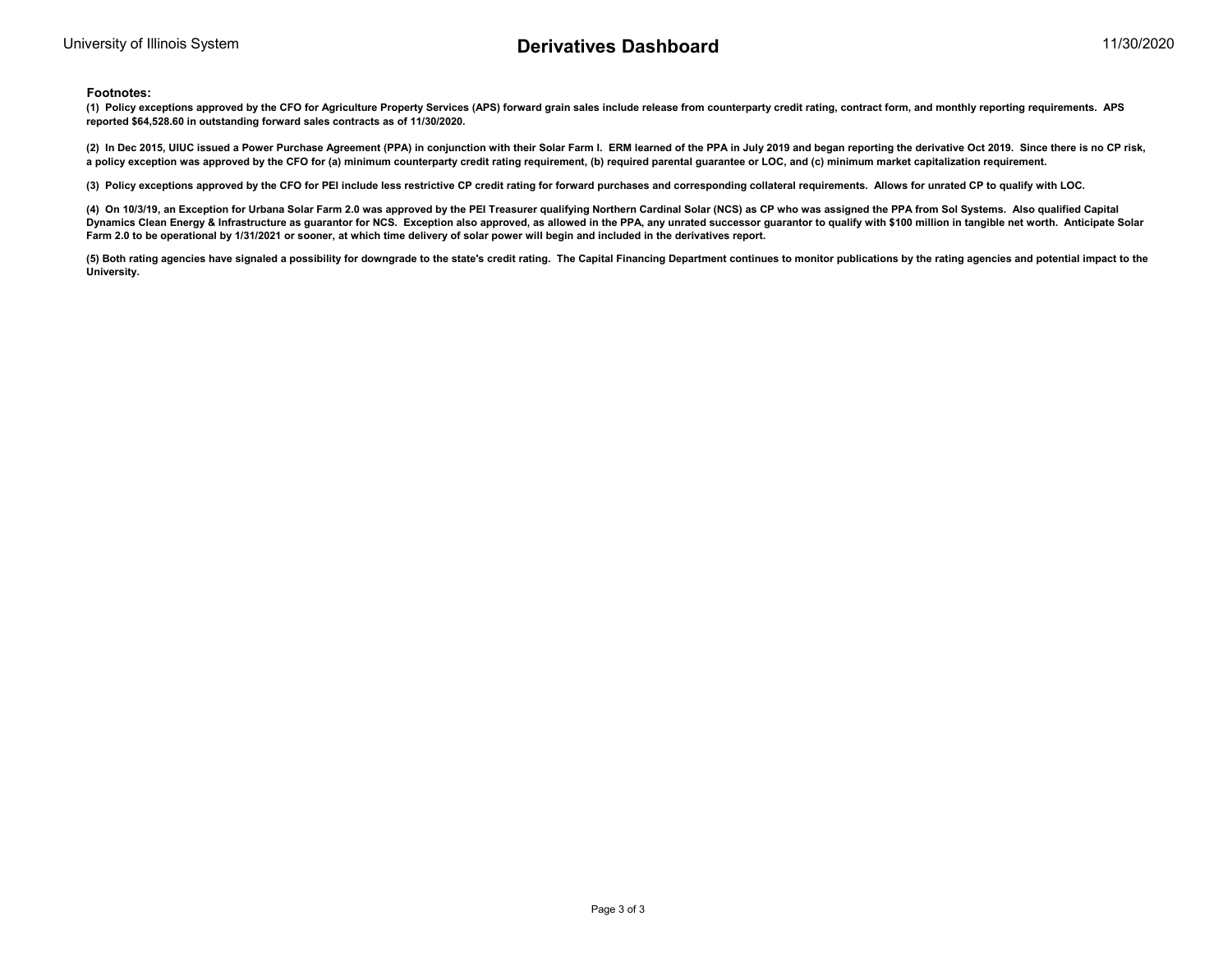**Footnotes:**

**(1) Policy exceptions approved by the CFO for Agriculture Property Services (APS) forward grain sales include release from counterparty credit rating, contract form, and monthly reporting requirements. APS reported $64,528.60 in outstanding forward sales contracts as of 11/30/2020.**

**(2) In Dec 2015, UIUC issued a Power Purchase Agreement (PPA) in conjunction with their Solar Farm I. ERM learned of the PPA in July 2019 and began reporting the derivative Oct 2019. Since there is no CP risk, a policy exception was approved by the CFO for (a) minimum counterparty credit rating requirement, (b) required parental guarantee or LOC, and (c) minimum market capitalization requirement.**

**(3) Policy exceptions approved by the CFO for PEI include less restrictive CP credit rating for forward purchases and corresponding collateral requirements. Allows for unrated CP to qualify with LOC.**

**(4) On 10/3/19, an Exception for Urbana Solar Farm 2.0 was approved by the PEI Treasurer qualifying Northern Cardinal Solar (NCS) as CP who was assigned the PPA from Sol Systems. Also qualified Capital Dynamics Clean Energy & Infrastructure as guarantor for NCS. Exception also approved, as allowed in the PPA, any unrated successor guarantor to qualify with $100 million in tangible net worth. Anticipate Solar Farm 2.0 to be operational by 1/31/2021 or sooner, at which time delivery of solar power will begin and included in the derivatives report.**

**(5) Both rating agencies have signaled a possibility for downgrade to the state's credit rating. The Capital Financing Department continues to monitor publications by the rating agencies and potential impact to the University.**